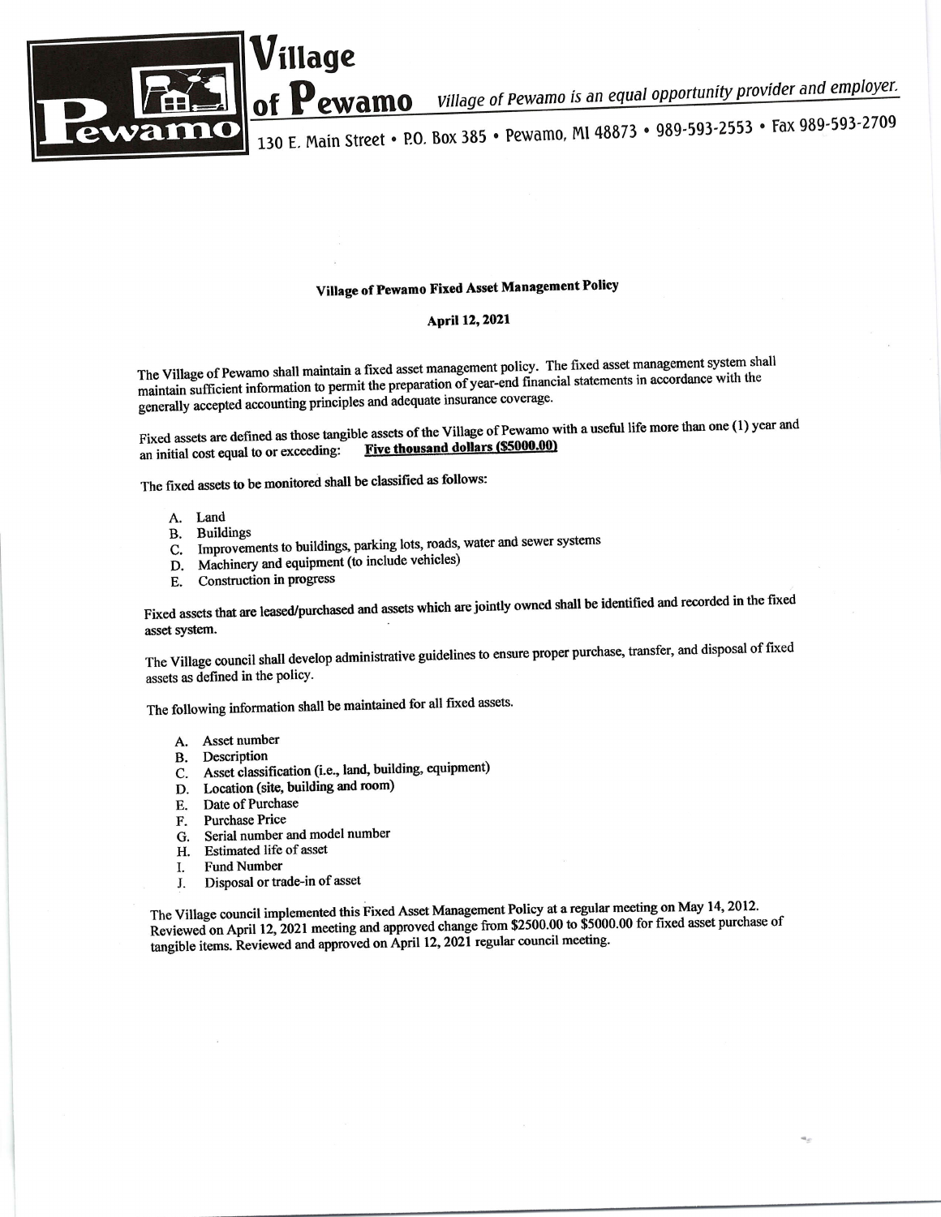# Village of Pewamo

*Village of Pewamo is an equal opportunity provider and employer.*

130 E. Main Street • P.O. Box 385 • Pewamo, MI 48873 • 989-593-2553 • Fax 989-593-2709

## Village of Pewamo Fixed Asset Management Policy

**April 12, 2021**

The Village of Pewamo shall maintain a fixed asset management policy. The fixed asset management system shall maintain sufficient information to permit the preparation of year-end financial statements in accordance with the generally accepted accounting principles and adequate insurance coverage.

Fixed assets are defined as those tangible assets of the Village of Pewamo with a useful life more than one (1) year and an initial cost equal to or exceeding: **Five thousand dollars ($5000.00)**

The fixed assets to be monitored shall be classified as follows:

A. Land
B. Buildings
C. Improvements to buildings, parking lots, roads, water and sewer systems
D. Machinery and equipment (to include vehicles)
E. Construction in progress

Fixed assets that are leased/purchased and assets which are jointly owned shall be identified and recorded in the fixed asset system.

The Village council shall develop administrative guidelines to ensure proper purchase, transfer, and disposal of fixed assets as defined in the policy.

The following information shall be maintained for all fixed assets.

A. Asset number
B. Description
C. Asset classification (i.e., land, building, equipment)
D. Location (site, building and room)
E. Date of Purchase
F. Purchase Price
G. Serial number and model number
H. Estimated life of asset
I. Fund Number
J. Disposal or trade-in of asset

The Village council implemented this Fixed Asset Management Policy at a regular meeting on May 14, 2012. Reviewed on April 12, 2021 meeting and approved change from $2500.00 to $5000.00 for fixed asset purchase of tangible items. Reviewed and approved on April 12, 2021 regular council meeting.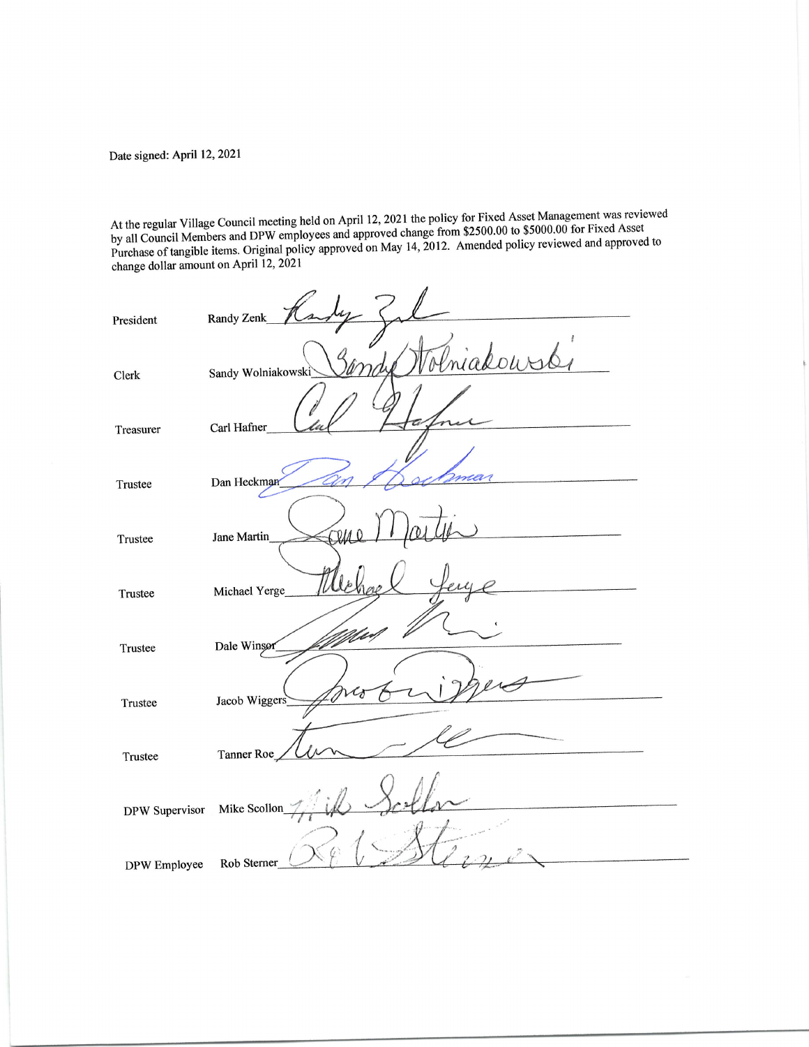Date signed: April 12, 2021

At the regular Village Council meeting held on April 12, 2021 the policy for Fixed Asset Management was reviewed by all Council Members and DPW employees and approved change from $2500.00 to $5000.00 for Fixed Asset Purchase of tangible items. Original policy approved on May 14, 2012. Amended policy reviewed and approved to change dollar amount on April 12, 2021

| | |
|---|---|
| President | Randy Zenk ______________________ |
| Clerk | Sandy Wolniakowski ______________________ |
| Treasurer | Carl Hafner ______________________ |
| Trustee | Dan Heckman ______________________ |
| Trustee | Jane Martin ______________________ |
| Trustee | Michael Yerge ______________________ |
| Trustee | Dale Winsor ______________________ |
| Trustee | Jacob Wiggers ______________________ |
| Trustee | Tanner Roe ______________________ |
| DPW Supervisor | Mike Scollon ______________________ |
| DPW Employee | Rob Sterner ______________________ |